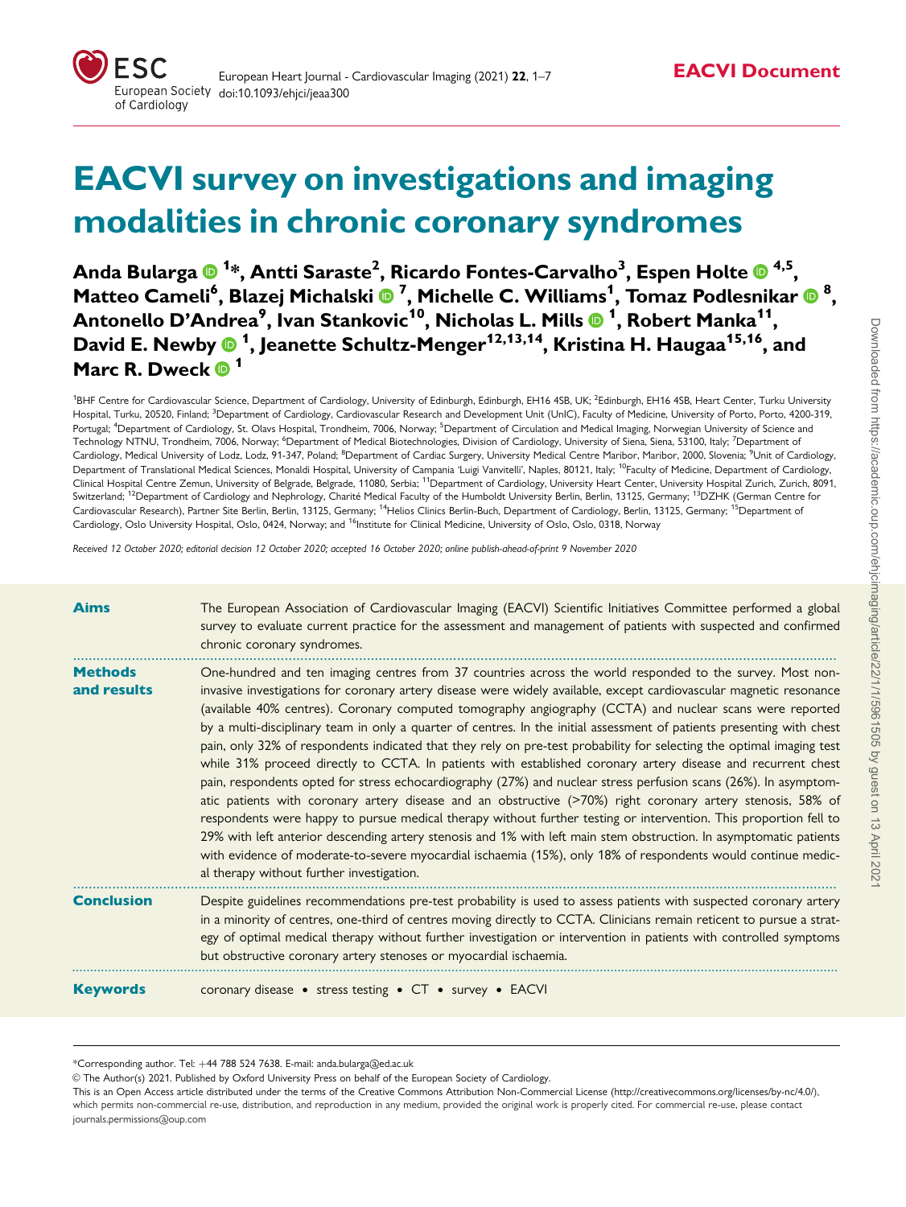EACVI Document

# EACVI survey on investigations and imaging modalities in chronic coronary syndromes

**Anda Bularga [1]*, Antti Saraste[2], Ricardo Fontes-Carvalho[3], Espen Holte [4,5], Matteo Cameli[6], Blazej Michalski [7], Michelle C. Williams[1], Tomaz Podlesnikar [8], Antonello D'Andrea[9], Ivan Stankovic[10], Nicholas L. Mills [1], Robert Manka[11], David E. Newby [1], Jeanette Schultz-Menger[12,13,14], Kristina H. Haugaa[15,16], and Marc R. Dweck [1]**

[1]BHF Centre for Cardiovascular Science, Department of Cardiology, University of Edinburgh, Edinburgh, EH16 4SB, UK; [2]Edinburgh, EH16 4SB, Heart Center, Turku University Hospital, Turku, 20520, Finland; [3]Department of Cardiology, Cardiovascular Research and Development Unit (UnIC), Faculty of Medicine, University of Porto, Porto, 4200-319, Portugal; [4]Department of Cardiology, St. Olavs Hospital, Trondheim, 7006, Norway; [5]Department of Circulation and Medical Imaging, Norwegian University of Science and Technology NTNU, Trondheim, 7006, Norway; [6]Department of Medical Biotechnologies, Division of Cardiology, University of Siena, Siena, 53100, Italy; [7]Department of Cardiology, Medical University of Lodz, Lodz, 91-347, Poland; [8]Department of Cardiac Surgery, University Medical Centre Maribor, Maribor, 2000, Slovenia; [9]Unit of Cardiology, Department of Translational Medical Sciences, Monaldi Hospital, University of Campania 'Luigi Vanvitelli', Naples, 80121, Italy; [10]Faculty of Medicine, Department of Cardiology, Clinical Hospital Centre Zemun, University of Belgrade, Belgrade, 11080, Serbia; [11]Department of Cardiology, University Heart Center, University Hospital Zurich, Zurich, 8091, Switzerland; [12]Department of Cardiology and Nephrology, Charité Medical Faculty of the Humboldt University Berlin, Berlin, 13125, Germany; [13]DZHK (German Centre for Cardiovascular Research), Partner Site Berlin, Berlin, 13125, Germany; [14]Helios Clinics Berlin-Buch, Department of Cardiology, Berlin, 13125, Germany; [15]Department of Cardiology, Oslo University Hospital, Oslo, 0424, Norway; and [16]Institute for Clinical Medicine, University of Oslo, Oslo, 0318, Norway

*Received 12 October 2020; editorial decision 12 October 2020; accepted 16 October 2020; online publish-ahead-of-print 9 November 2020*

**Aims** The European Association of Cardiovascular Imaging (EACVI) Scientific Initiatives Committee performed a global survey to evaluate current practice for the assessment and management of patients with suspected and confirmed chronic coronary syndromes.

**Methods and results** One-hundred and ten imaging centres from 37 countries across the world responded to the survey. Most non-invasive investigations for coronary artery disease were widely available, except cardiovascular magnetic resonance (available 40% centres). Coronary computed tomography angiography (CCTA) and nuclear scans were reported by a multi-disciplinary team in only a quarter of centres. In the initial assessment of patients presenting with chest pain, only 32% of respondents indicated that they rely on pre-test probability for selecting the optimal imaging test while 31% proceed directly to CCTA. In patients with established coronary artery disease and recurrent chest pain, respondents opted for stress echocardiography (27%) and nuclear stress perfusion scans (26%). In asymptomatic patients with coronary artery disease and an obstructive (>70%) right coronary artery stenosis, 58% of respondents were happy to pursue medical therapy without further testing or intervention. This proportion fell to 29% with left anterior descending artery stenosis and 1% with left main stem obstruction. In asymptomatic patients with evidence of moderate-to-severe myocardial ischaemia (15%), only 18% of respondents would continue medical therapy without further investigation.

**Conclusion** Despite guidelines recommendations pre-test probability is used to assess patients with suspected coronary artery in a minority of centres, one-third of centres moving directly to CCTA. Clinicians remain reticent to pursue a strategy of optimal medical therapy without further investigation or intervention in patients with controlled symptoms but obstructive coronary artery stenoses or myocardial ischaemia.

**Keywords** coronary disease • stress testing • CT • survey • EACVI

*Corresponding author. Tel: +44 788 524 7638. E-mail: anda.bularga@ed.ac.uk

© The Author(s) 2021. Published by Oxford University Press on behalf of the European Society of Cardiology.

This is an Open Access article distributed under the terms of the Creative Commons Attribution Non-Commercial License (http://creativecommons.org/licenses/by-nc/4.0/), which permits non-commercial re-use, distribution, and reproduction in any medium, provided the original work is properly cited. For commercial re-use, please contact journals.permissions@oup.com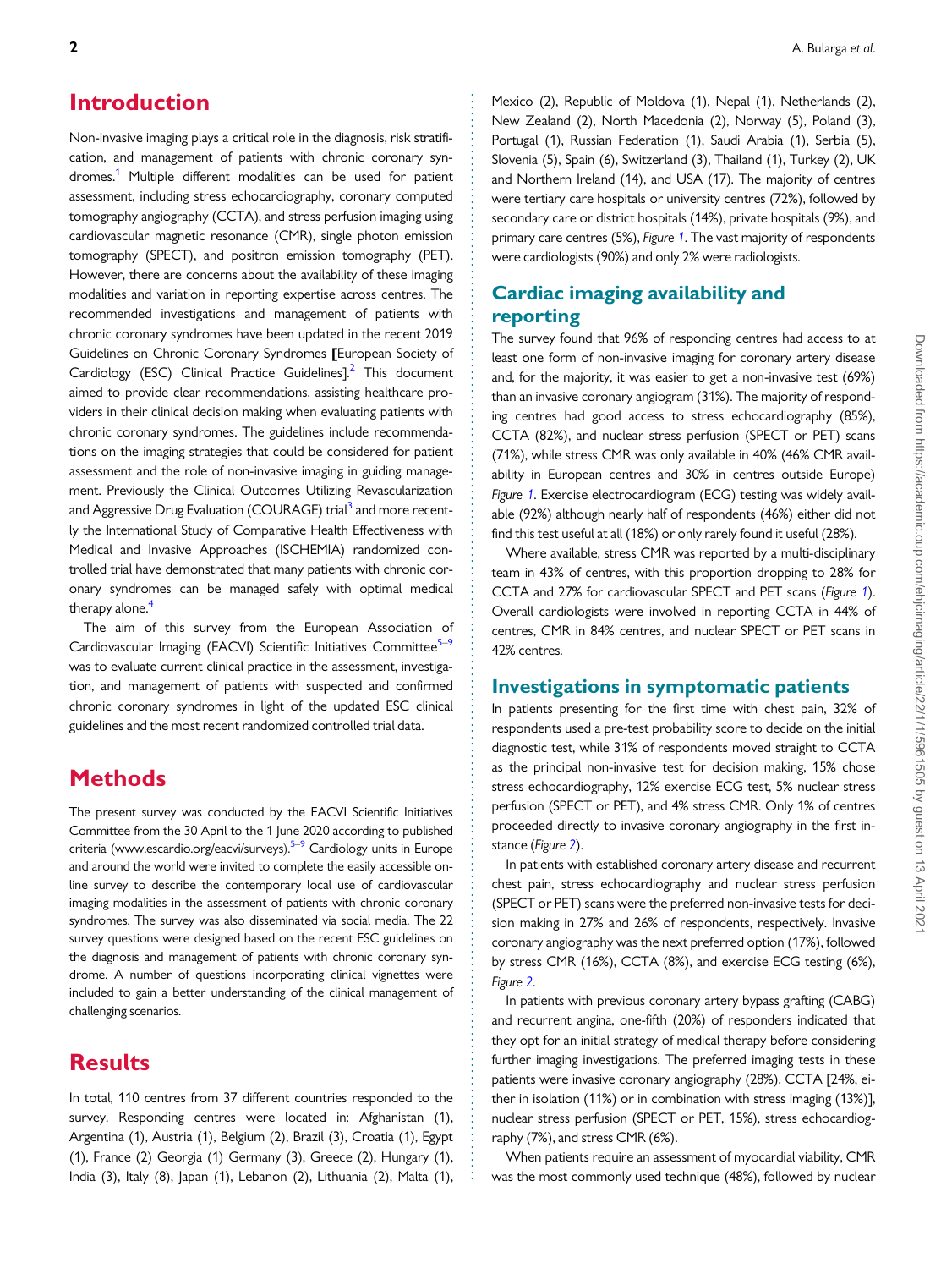## Introduction

Non-invasive imaging plays a critical role in the diagnosis, risk stratification, and management of patients with chronic coronary syndromes.[1] Multiple different modalities can be used for patient assessment, including stress echocardiography, coronary computed tomography angiography (CCTA), and stress perfusion imaging using cardiovascular magnetic resonance (CMR), single photon emission tomography (SPECT), and positron emission tomography (PET). However, there are concerns about the availability of these imaging modalities and variation in reporting expertise across centres. The recommended investigations and management of patients with chronic coronary syndromes have been updated in the recent 2019 Guidelines on Chronic Coronary Syndromes [European Society of Cardiology (ESC) Clinical Practice Guidelines].[2] This document aimed to provide clear recommendations, assisting healthcare providers in their clinical decision making when evaluating patients with chronic coronary syndromes. The guidelines include recommendations on the imaging strategies that could be considered for patient assessment and the role of non-invasive imaging in guiding management. Previously the Clinical Outcomes Utilizing Revascularization and Aggressive Drug Evaluation (COURAGE) trial[3] and more recently the International Study of Comparative Health Effectiveness with Medical and Invasive Approaches (ISCHEMIA) randomized controlled trial have demonstrated that many patients with chronic coronary syndromes can be managed safely with optimal medical therapy alone.[4]

The aim of this survey from the European Association of Cardiovascular Imaging (EACVI) Scientific Initiatives Committee[5–9] was to evaluate current clinical practice in the assessment, investigation, and management of patients with suspected and confirmed chronic coronary syndromes in light of the updated ESC clinical guidelines and the most recent randomized controlled trial data.

## Methods

The present survey was conducted by the EACVI Scientific Initiatives Committee from the 30 April to the 1 June 2020 according to published criteria (www.escardio.org/eacvi/surveys).[5–9] Cardiology units in Europe and around the world were invited to complete the easily accessible online survey to describe the contemporary local use of cardiovascular imaging modalities in the assessment of patients with chronic coronary syndromes. The survey was also disseminated via social media. The 22 survey questions were designed based on the recent ESC guidelines on the diagnosis and management of patients with chronic coronary syndrome. A number of questions incorporating clinical vignettes were included to gain a better understanding of the clinical management of challenging scenarios.

## Results

In total, 110 centres from 37 different countries responded to the survey. Responding centres were located in: Afghanistan (1), Argentina (1), Austria (1), Belgium (2), Brazil (3), Croatia (1), Egypt (1), France (2) Georgia (1) Germany (3), Greece (2), Hungary (1), India (3), Italy (8), Japan (1), Lebanon (2), Lithuania (2), Malta (1), Mexico (2), Republic of Moldova (1), Nepal (1), Netherlands (2), New Zealand (2), North Macedonia (2), Norway (5), Poland (3), Portugal (1), Russian Federation (1), Saudi Arabia (1), Serbia (5), Slovenia (5), Spain (6), Switzerland (3), Thailand (1), Turkey (2), UK and Northern Ireland (14), and USA (17). The majority of centres were tertiary care hospitals or university centres (72%), followed by secondary care or district hospitals (14%), private hospitals (9%), and primary care centres (5%), *Figure 1*. The vast majority of respondents were cardiologists (90%) and only 2% were radiologists.

## Cardiac imaging availability and reporting

The survey found that 96% of responding centres had access to at least one form of non-invasive imaging for coronary artery disease and, for the majority, it was easier to get a non-invasive test (69%) than an invasive coronary angiogram (31%). The majority of responding centres had good access to stress echocardiography (85%), CCTA (82%), and nuclear stress perfusion (SPECT or PET) scans (71%), while stress CMR was only available in 40% (46% CMR availability in European centres and 30% in centres outside Europe) *Figure 1*. Exercise electrocardiogram (ECG) testing was widely available (92%) although nearly half of respondents (46%) either did not find this test useful at all (18%) or only rarely found it useful (28%).

Where available, stress CMR was reported by a multi-disciplinary team in 43% of centres, with this proportion dropping to 28% for CCTA and 27% for cardiovascular SPECT and PET scans (*Figure 1*). Overall cardiologists were involved in reporting CCTA in 44% of centres, CMR in 84% centres, and nuclear SPECT or PET scans in 42% centres.

## Investigations in symptomatic patients

In patients presenting for the first time with chest pain, 32% of respondents used a pre-test probability score to decide on the initial diagnostic test, while 31% of respondents moved straight to CCTA as the principal non-invasive test for decision making, 15% chose stress echocardiography, 12% exercise ECG test, 5% nuclear stress perfusion (SPECT or PET), and 4% stress CMR. Only 1% of centres proceeded directly to invasive coronary angiography in the first instance (*Figure 2*).

In patients with established coronary artery disease and recurrent chest pain, stress echocardiography and nuclear stress perfusion (SPECT or PET) scans were the preferred non-invasive tests for decision making in 27% and 26% of respondents, respectively. Invasive coronary angiography was the next preferred option (17%), followed by stress CMR (16%), CCTA (8%), and exercise ECG testing (6%), *Figure 2*.

In patients with previous coronary artery bypass grafting (CABG) and recurrent angina, one-fifth (20%) of responders indicated that they opt for an initial strategy of medical therapy before considering further imaging investigations. The preferred imaging tests in these patients were invasive coronary angiography (28%), CCTA [24%, either in isolation (11%) or in combination with stress imaging (13%)], nuclear stress perfusion (SPECT or PET, 15%), stress echocardiography (7%), and stress CMR (6%).

When patients require an assessment of myocardial viability, CMR was the most commonly used technique (48%), followed by nuclear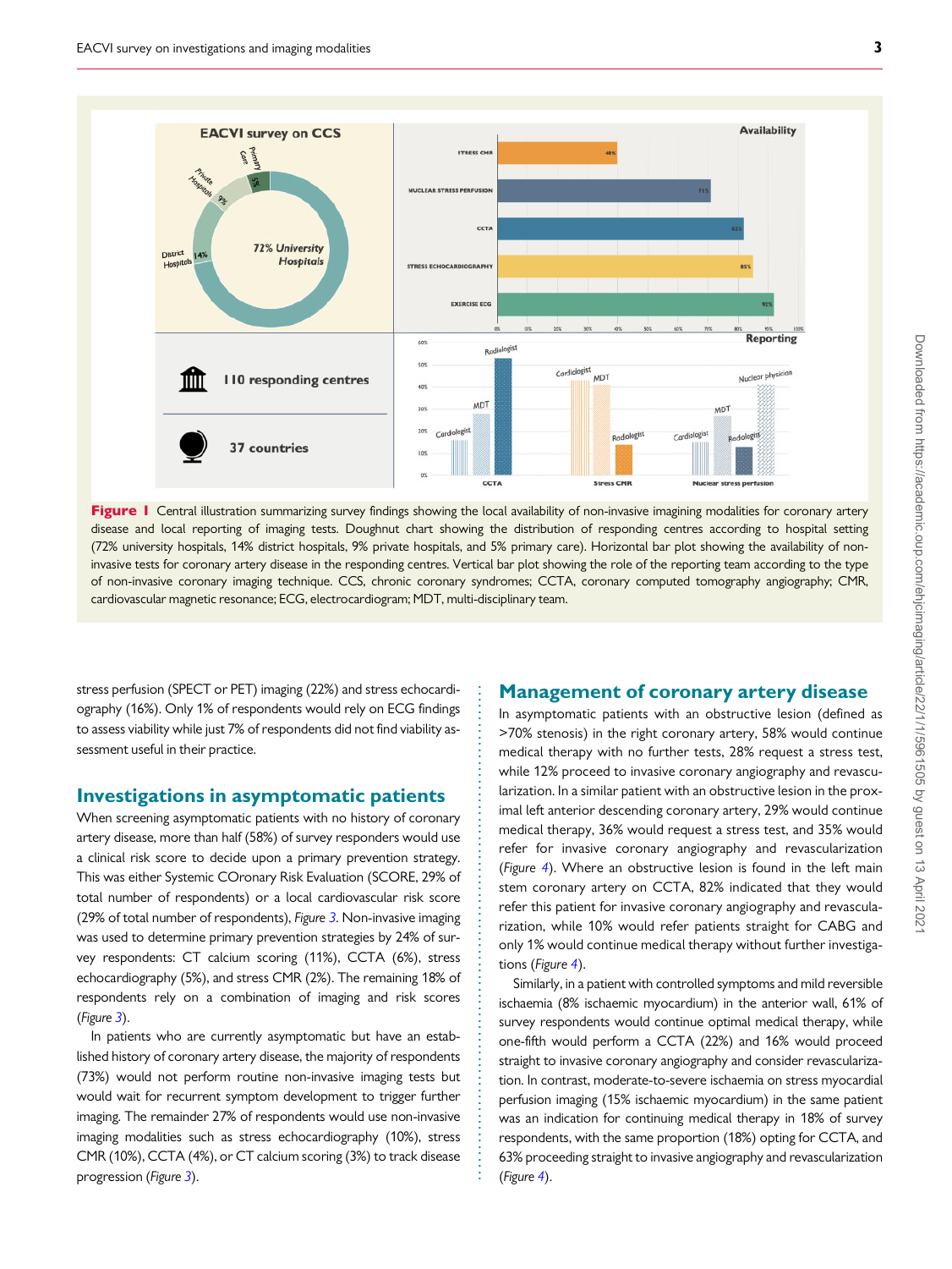Figure 1 Central illustration summarizing survey findings showing the local availability of non-invasive imaging modalities for coronary artery disease and local reporting of imaging tests. Doughnut chart showing the distribution of responding centres according to hospital setting (72% university hospitals, 14% district hospitals, 9% private hospitals, and 5% primary care). Horizontal bar plot showing the availability of non-invasive tests for coronary artery disease in the responding centres. Vertical bar plot showing the role of the reporting team according to the type of non-invasive coronary imaging technique. CCS, chronic coronary syndromes; CCTA, coronary computed tomography angiography; CMR, cardiovascular magnetic resonance; ECG, electrocardiogram; MDT, multi-disciplinary team.

stress perfusion (SPECT or PET) imaging (22%) and stress echocardiography (16%). Only 1% of respondents would rely on ECG findings to assess viability while just 7% of respondents did not find viability assessment useful in their practice.

## Investigations in asymptomatic patients

When screening asymptomatic patients with no history of coronary artery disease, more than half (58%) of survey responders would use a clinical risk score to decide upon a primary prevention strategy. This was either Systemic COronary Risk Evaluation (SCORE, 29% of total number of respondents) or a local cardiovascular risk score (29% of total number of respondents), *Figure 3*. Non-invasive imaging was used to determine primary prevention strategies by 24% of survey respondents: CT calcium scoring (11%), CCTA (6%), stress echocardiography (5%), and stress CMR (2%). The remaining 18% of respondents rely on a combination of imaging and risk scores (*Figure 3*).

In patients who are currently asymptomatic but have an established history of coronary artery disease, the majority of respondents (73%) would not perform routine non-invasive imaging tests but would wait for recurrent symptom development to trigger further imaging. The remainder 27% of respondents would use non-invasive imaging modalities such as stress echocardiography (10%), stress CMR (10%), CCTA (4%), or CT calcium scoring (3%) to track disease progression (*Figure 3*).

## Management of coronary artery disease

In asymptomatic patients with an obstructive lesion (defined as >70% stenosis) in the right coronary artery, 58% would continue medical therapy with no further tests, 28% request a stress test, while 12% proceed to invasive coronary angiography and revascularization. In a similar patient with an obstructive lesion in the proximal left anterior descending coronary artery, 29% would continue medical therapy, 36% would request a stress test, and 35% would refer for invasive coronary angiography and revascularization (*Figure 4*). Where an obstructive lesion is found in the left main stem coronary artery on CCTA, 82% indicated that they would refer this patient for invasive coronary angiography and revascularization, while 10% would refer patients straight for CABG and only 1% would continue medical therapy without further investigations (*Figure 4*).

Similarly, in a patient with controlled symptoms and mild reversible ischaemia (8% ischaemic myocardium) in the anterior wall, 61% of survey respondents would continue optimal medical therapy, while one-fifth would perform a CCTA (22%) and 16% would proceed straight to invasive coronary angiography and consider revascularization. In contrast, moderate-to-severe ischaemia on stress myocardial perfusion imaging (15% ischaemic myocardium) in the same patient was an indication for continuing medical therapy in 18% of survey respondents, with the same proportion (18%) opting for CCTA, and 63% proceeding straight to invasive angiography and revascularization (*Figure 4*).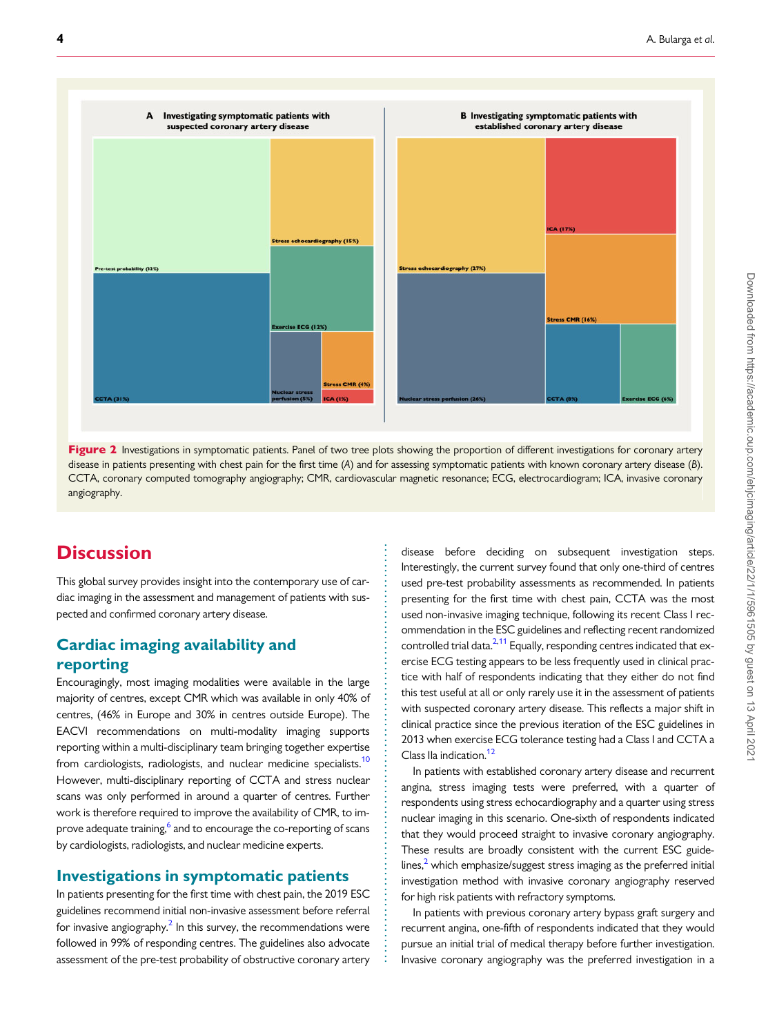**Figure 2** Investigations in symptomatic patients. Panel of two tree plots showing the proportion of different investigations for coronary artery disease in patients presenting with chest pain for the first time (*A*) and for assessing symptomatic patients with known coronary artery disease (*B*). CCTA, coronary computed tomography angiography; CMR, cardiovascular magnetic resonance; ECG, electrocardiogram; ICA, invasive coronary angiography.

# Discussion

This global survey provides insight into the contemporary use of cardiac imaging in the assessment and management of patients with suspected and confirmed coronary artery disease.

## Cardiac imaging availability and reporting

Encouragingly, most imaging modalities were available in the large majority of centres, except CMR which was available in only 40% of centres, (46% in Europe and 30% in centres outside Europe). The EACVI recommendations on multi-modality imaging supports reporting within a multi-disciplinary team bringing together expertise from cardiologists, radiologists, and nuclear medicine specialists.[10] However, multi-disciplinary reporting of CCTA and stress nuclear scans was only performed in around a quarter of centres. Further work is therefore required to improve the availability of CMR, to improve adequate training,[6] and to encourage the co-reporting of scans by cardiologists, radiologists, and nuclear medicine experts.

## Investigations in symptomatic patients

In patients presenting for the first time with chest pain, the 2019 ESC guidelines recommend initial non-invasive assessment before referral for invasive angiography.[2] In this survey, the recommendations were followed in 99% of responding centres. The guidelines also advocate assessment of the pre-test probability of obstructive coronary artery disease before deciding on subsequent investigation steps. Interestingly, the current survey found that only one-third of centres used pre-test probability assessments as recommended. In patients presenting for the first time with chest pain, CCTA was the most used non-invasive imaging technique, following its recent Class I recommendation in the ESC guidelines and reflecting recent randomized controlled trial data.[2,11] Equally, responding centres indicated that exercise ECG testing appears to be less frequently used in clinical practice with half of respondents indicating that they either do not find this test useful at all or only rarely use it in the assessment of patients with suspected coronary artery disease. This reflects a major shift in clinical practice since the previous iteration of the ESC guidelines in 2013 when exercise ECG tolerance testing had a Class I and CCTA a Class IIa indication.[12]

In patients with established coronary artery disease and recurrent angina, stress imaging tests were preferred, with a quarter of respondents using stress echocardiography and a quarter using stress nuclear imaging in this scenario. One-sixth of respondents indicated that they would proceed straight to invasive coronary angiography. These results are broadly consistent with the current ESC guidelines,[2] which emphasize/suggest stress imaging as the preferred initial investigation method with invasive coronary angiography reserved for high risk patients with refractory symptoms.

In patients with previous coronary artery bypass graft surgery and recurrent angina, one-fifth of respondents indicated that they would pursue an initial trial of medical therapy before further investigation. Invasive coronary angiography was the preferred investigation in a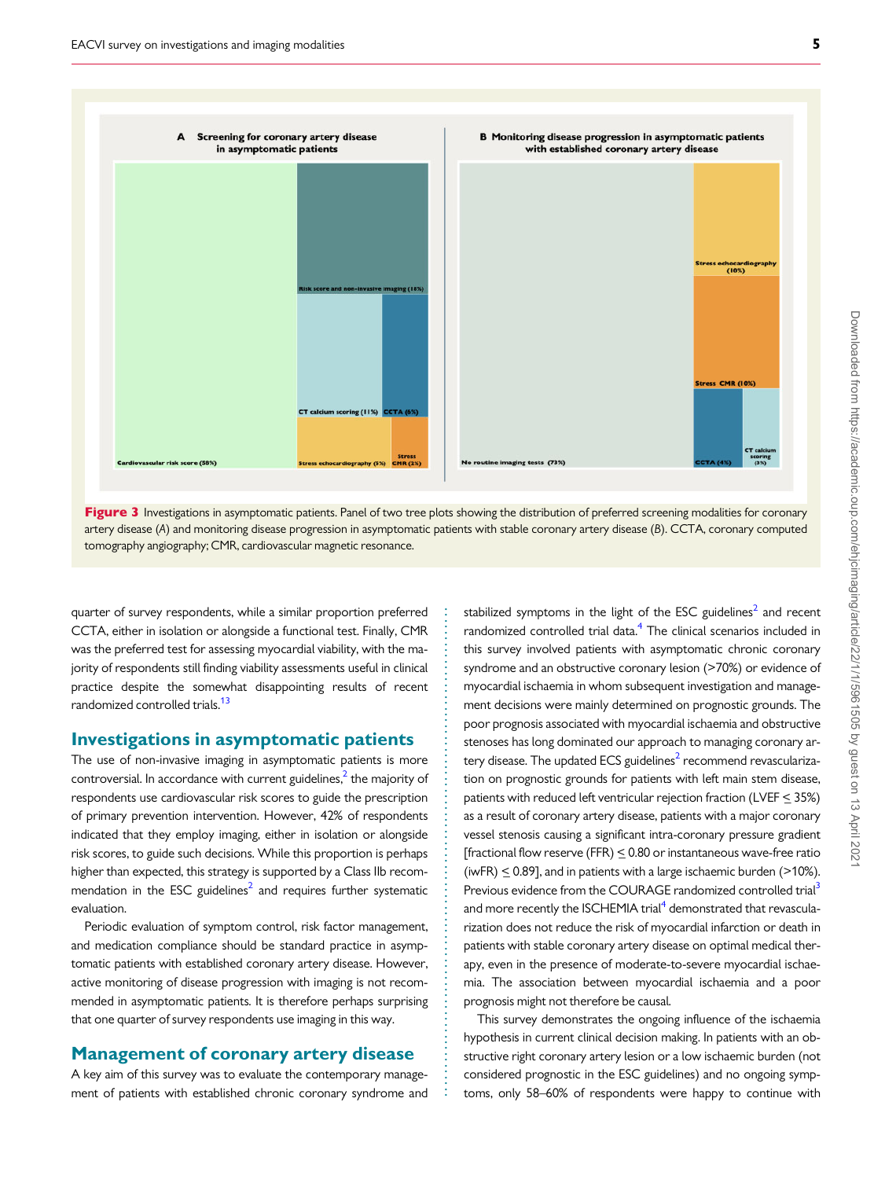Figure 3 Investigations in asymptomatic patients. Panel of two tree plots showing the distribution of preferred screening modalities for coronary artery disease (*A*) and monitoring disease progression in asymptomatic patients with stable coronary artery disease (*B*). CCTA, coronary computed tomography angiography; CMR, cardiovascular magnetic resonance.

quarter of survey respondents, while a similar proportion preferred CCTA, either in isolation or alongside a functional test. Finally, CMR was the preferred test for assessing myocardial viability, with the majority of respondents still finding viability assessments useful in clinical practice despite the somewhat disappointing results of recent randomized controlled trials.[13]

## Investigations in asymptomatic patients

The use of non-invasive imaging in asymptomatic patients is more controversial. In accordance with current guidelines,[2] the majority of respondents use cardiovascular risk scores to guide the prescription of primary prevention intervention. However, 42% of respondents indicated that they employ imaging, either in isolation or alongside risk scores, to guide such decisions. While this proportion is perhaps higher than expected, this strategy is supported by a Class IIb recommendation in the ESC guidelines[2] and requires further systematic evaluation.

Periodic evaluation of symptom control, risk factor management, and medication compliance should be standard practice in asymptomatic patients with established coronary artery disease. However, active monitoring of disease progression with imaging is not recommended in asymptomatic patients. It is therefore perhaps surprising that one quarter of survey respondents use imaging in this way.

## Management of coronary artery disease

A key aim of this survey was to evaluate the contemporary management of patients with established chronic coronary syndrome and stabilized symptoms in the light of the ESC guidelines[2] and recent randomized controlled trial data.[4] The clinical scenarios included in this survey involved patients with asymptomatic chronic coronary syndrome and an obstructive coronary lesion (>70%) or evidence of myocardial ischaemia in whom subsequent investigation and management decisions were mainly determined on prognostic grounds. The poor prognosis associated with myocardial ischaemia and obstructive stenoses has long dominated our approach to managing coronary artery disease. The updated ECS guidelines[2] recommend revascularization on prognostic grounds for patients with left main stem disease, patients with reduced left ventricular rejection fraction (LVEF $\leq$ 35%) as a result of coronary artery disease, patients with a major coronary vessel stenosis causing a significant intra-coronary pressure gradient [fractional flow reserve (FFR) $\leq$ 0.80 or instantaneous wave-free ratio (iwFR) $\leq$ 0.89], and in patients with a large ischaemic burden (>10%). Previous evidence from the COURAGE randomized controlled trial[3] and more recently the ISCHEMIA trial[4] demonstrated that revascularization does not reduce the risk of myocardial infarction or death in patients with stable coronary artery disease on optimal medical therapy, even in the presence of moderate-to-severe myocardial ischaemia. The association between myocardial ischaemia and a poor prognosis might not therefore be causal.

This survey demonstrates the ongoing influence of the ischaemia hypothesis in current clinical decision making. In patients with an obstructive right coronary artery lesion or a low ischaemic burden (not considered prognostic in the ESC guidelines) and no ongoing symptoms, only 58–60% of respondents were happy to continue with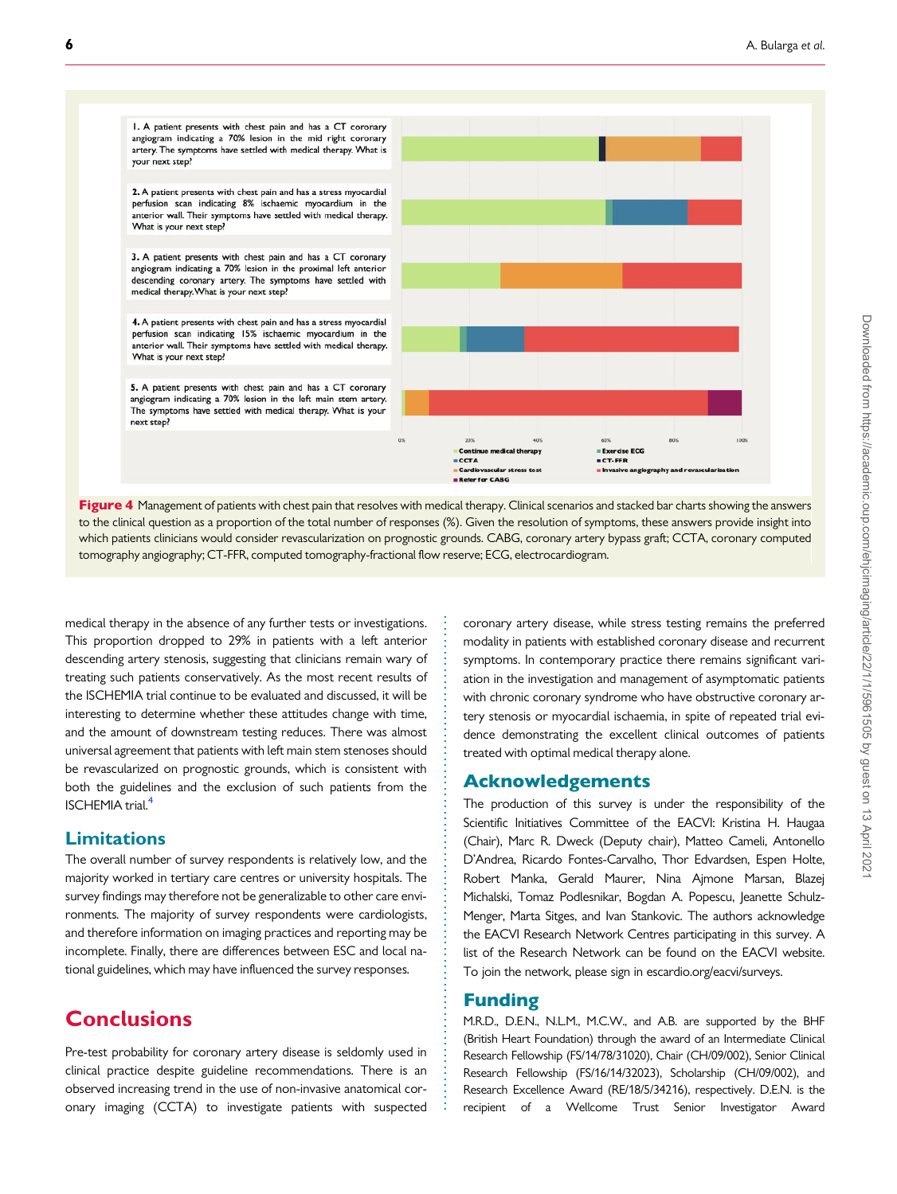1. A patient presents with chest pain and has a CT coronary angiogram indicating a 70% lesion in the mid right coronary artery. The symptoms have settled with medical therapy. What is your next step?

2. A patient presents with chest pain and has a stress myocardial perfusion scan indicating 8% ischaemic myocardium in the anterior wall. Their symptoms have settled with medical therapy. What is your next step?

3. A patient presents with chest pain and has a CT coronary angiogram indicating a 70% lesion in the proximal left anterior descending coronary artery. The symptoms have settled with medical therapy. What is your next step?

4. A patient presents with chest pain and has a stress myocardial perfusion scan indicating 15% ischaemic myocardium in the anterior wall. Their symptoms have settled with medical therapy. What is your next step?

5. A patient presents with chest pain and has a CT coronary angiogram indicating a 70% lesion in the left main stem artery. The symptoms have settled with medical therapy. What is your next step?

Legend: Continue medical therapy; Exercise ECG; CCTA; CT-FFR; Cardiovascular stress test; Invasive angiography and revascularisation; Refer for CABG

**Figure 4** Management of patients with chest pain that resolves with medical therapy. Clinical scenarios and stacked bar charts showing the answers to the clinical question as a proportion of the total number of responses (%). Given the resolution of symptoms, these answers provide insight into which patients clinicians would consider revascularization on prognostic grounds. CABG, coronary artery bypass graft; CCTA, coronary computed tomography angiography; CT-FFR, computed tomography-fractional flow reserve; ECG, electrocardiogram.

medical therapy in the absence of any further tests or investigations. This proportion dropped to 29% in patients with a left anterior descending artery stenosis, suggesting that clinicians remain wary of treating such patients conservatively. As the most recent results of the ISCHEMIA trial continue to be evaluated and discussed, it will be interesting to determine whether these attitudes change with time, and the amount of downstream testing reduces. There was almost universal agreement that patients with left main stem stenoses should be revascularized on prognostic grounds, which is consistent with both the guidelines and the exclusion of such patients from the ISCHEMIA trial.[4]

## Limitations

The overall number of survey respondents is relatively low, and the majority worked in tertiary care centres or university hospitals. The survey findings may therefore not be generalizable to other care environments. The majority of survey respondents were cardiologists, and therefore information on imaging practices and reporting may be incomplete. Finally, there are differences between ESC and local national guidelines, which may have influenced the survey responses.

# Conclusions

Pre-test probability for coronary artery disease is seldomly used in clinical practice despite guideline recommendations. There is an observed increasing trend in the use of non-invasive anatomical coronary imaging (CCTA) to investigate patients with suspected coronary artery disease, while stress testing remains the preferred modality in patients with established coronary disease and recurrent symptoms. In contemporary practice there remains significant variation in the investigation and management of asymptomatic patients with chronic coronary syndrome who have obstructive coronary artery stenosis or myocardial ischaemia, in spite of repeated trial evidence demonstrating the excellent clinical outcomes of patients treated with optimal medical therapy alone.

## Acknowledgements

The production of this survey is under the responsibility of the Scientific Initiatives Committee of the EACVI: Kristina H. Haugaa (Chair), Marc R. Dweck (Deputy chair), Matteo Cameli, Antonello D'Andrea, Ricardo Fontes-Carvalho, Thor Edvardsen, Espen Holte, Robert Manka, Gerald Maurer, Nina Ajmone Marsan, Blazej Michalski, Tomaz Podlesnikar, Bogdan A. Popescu, Jeanette Schulz-Menger, Marta Sitges, and Ivan Stankovic. The authors acknowledge the EACVI Research Network Centres participating in this survey. A list of the Research Network can be found on the EACVI website. To join the network, please sign in escardio.org/eacvi/surveys.

## Funding

M.R.D., D.E.N., N.L.M., M.C.W., and A.B. are supported by the BHF (British Heart Foundation) through the award of an Intermediate Clinical Research Fellowship (FS/14/78/31020), Chair (CH/09/002), Senior Clinical Research Fellowship (FS/16/14/32023), Scholarship (CH/09/002), and Research Excellence Award (RE/18/5/34216), respectively. D.E.N. is the recipient of a Wellcome Trust Senior Investigator Award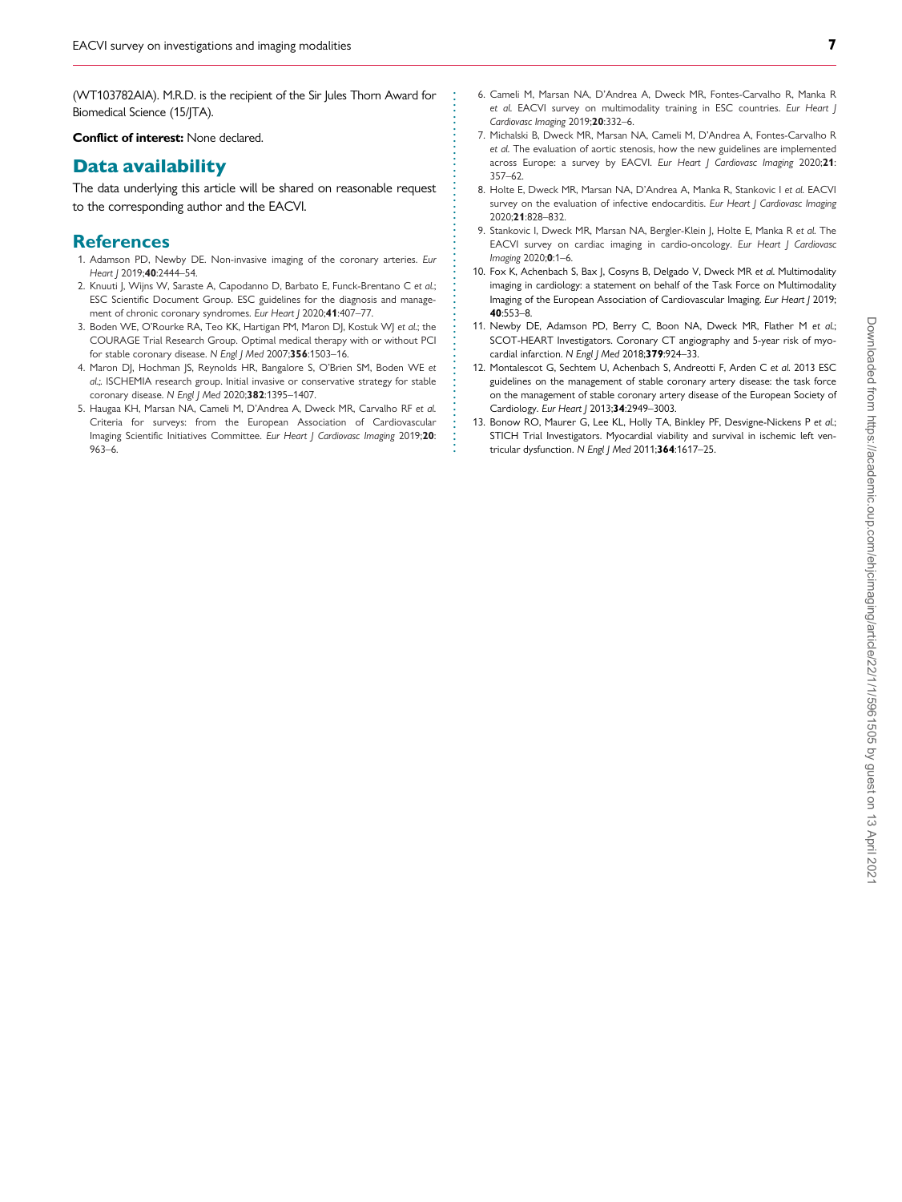(WT103782AIA). M.R.D. is the recipient of the Sir Jules Thorn Award for Biomedical Science (15/JTA).

**Conflict of interest:** None declared.

## Data availability

The data underlying this article will be shared on reasonable request to the corresponding author and the EACVI.

## References

1. Adamson PD, Newby DE. Non-invasive imaging of the coronary arteries. *Eur Heart J* 2019;**40**:2444–54.
2. Knuuti J, Wijns W, Saraste A, Capodanno D, Barbato E, Funck-Brentano C *et al.*; ESC Scientific Document Group. ESC guidelines for the diagnosis and management of chronic coronary syndromes. *Eur Heart J* 2020;**41**:407–77.
3. Boden WE, O'Rourke RA, Teo KK, Hartigan PM, Maron DJ, Kostuk WJ *et al.*; the COURAGE Trial Research Group. Optimal medical therapy with or without PCI for stable coronary disease. *N Engl J Med* 2007;**356**:1503–16.
4. Maron DJ, Hochman JS, Reynolds HR, Bangalore S, O'Brien SM, Boden WE *et al.*;, ISCHEMIA research group. Initial invasive or conservative strategy for stable coronary disease. *N Engl J Med* 2020;**382**:1395–1407.
5. Haugaa KH, Marsan NA, Cameli M, D'Andrea A, Dweck MR, Carvalho RF *et al.* Criteria for surveys: from the European Association of Cardiovascular Imaging Scientific Initiatives Committee. *Eur Heart J Cardiovasc Imaging* 2019;**20**: 963–6.
6. Cameli M, Marsan NA, D'Andrea A, Dweck MR, Fontes-Carvalho R, Manka R *et al.* EACVI survey on multimodality training in ESC countries. *Eur Heart J Cardiovasc Imaging* 2019;**20**:332–6.
7. Michalski B, Dweck MR, Marsan NA, Cameli M, D'Andrea A, Fontes-Carvalho R *et al.* The evaluation of aortic stenosis, how the new guidelines are implemented across Europe: a survey by EACVI. *Eur Heart J Cardiovasc Imaging* 2020;**21**: 357–62.
8. Holte E, Dweck MR, Marsan NA, D'Andrea A, Manka R, Stankovic I *et al.* EACVI survey on the evaluation of infective endocarditis. *Eur Heart J Cardiovasc Imaging* 2020;**21**:828–832.
9. Stankovic I, Dweck MR, Marsan NA, Bergler-Klein J, Holte E, Manka R *et al.* The EACVI survey on cardiac imaging in cardio-oncology. *Eur Heart J Cardiovasc Imaging* 2020;**0**:1–6.
10. Fox K, Achenbach S, Bax J, Cosyns B, Delgado V, Dweck MR *et al.* Multimodality imaging in cardiology: a statement on behalf of the Task Force on Multimodality Imaging of the European Association of Cardiovascular Imaging. *Eur Heart J* 2019; **40**:553–8.
11. Newby DE, Adamson PD, Berry C, Boon NA, Dweck MR, Flather M *et al.*; SCOT-HEART Investigators. Coronary CT angiography and 5-year risk of myocardial infarction. *N Engl J Med* 2018;**379**:924–33.
12. Montalescot G, Sechtem U, Achenbach S, Andreotti F, Arden C *et al.* 2013 ESC guidelines on the management of stable coronary artery disease: the task force on the management of stable coronary artery disease of the European Society of Cardiology. *Eur Heart J* 2013;**34**:2949–3003.
13. Bonow RO, Maurer G, Lee KL, Holly TA, Binkley PF, Desvigne-Nickens P *et al.*; STICH Trial Investigators. Myocardial viability and survival in ischemic left ventricular dysfunction. *N Engl J Med* 2011;**364**:1617–25.